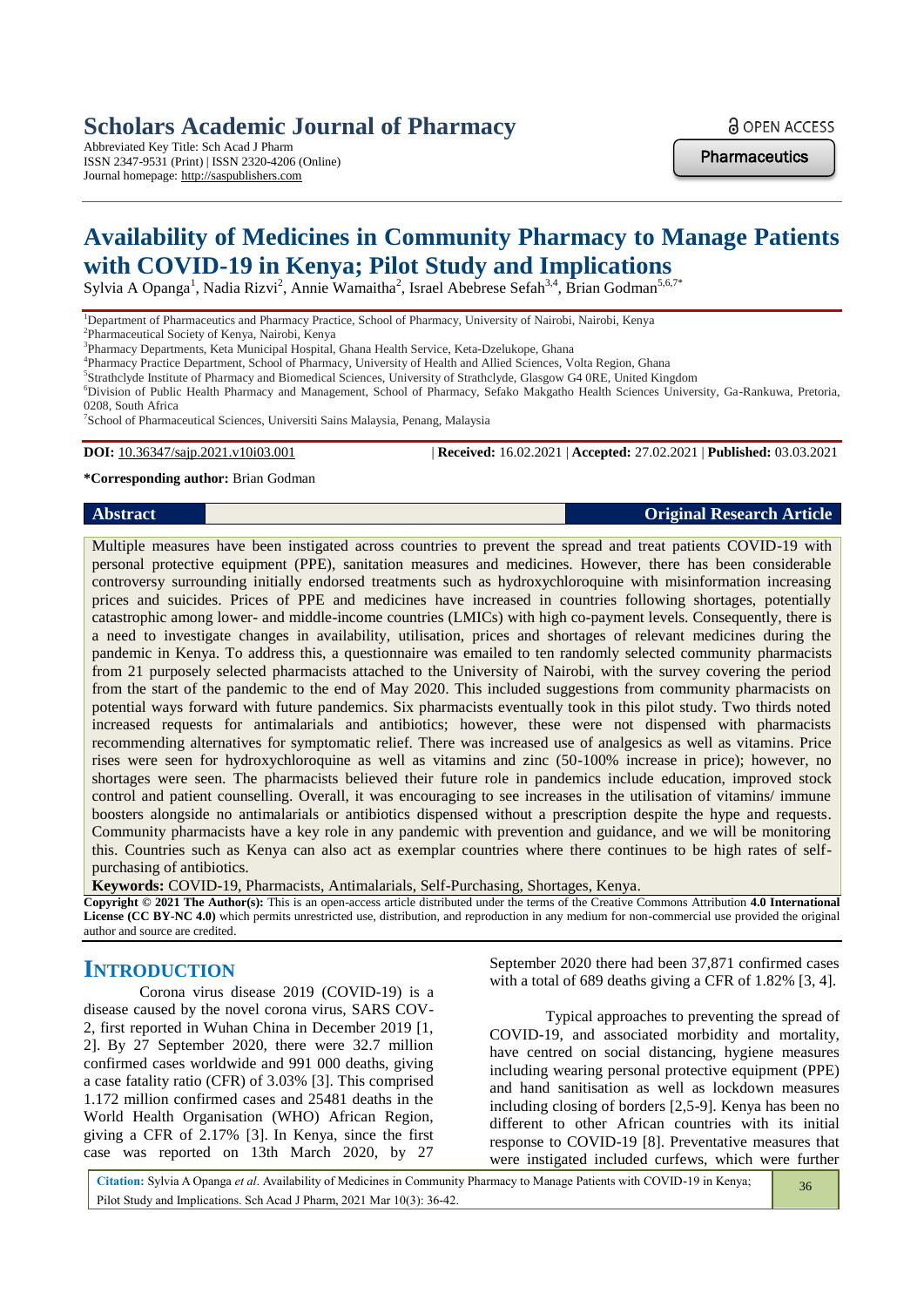Scholars Academic Journal of Pharmacy

Abbreviated Key Title: Sch Acad J Pharm
ISSN 2347-9531 (Print) | ISSN 2320-4206 (Online)
Journal homepage: http://saspublishers.com

OPEN ACCESS

Pharmaceutics

# Availability of Medicines in Community Pharmacy to Manage Patients with COVID-19 in Kenya; Pilot Study and Implications

Sylvia A Opanga[1], Nadia Rizvi[2], Annie Wamaitha[2], Israel Abebrese Sefah[3,4], Brian Godman[5,6,7*]

[1]Department of Pharmaceutics and Pharmacy Practice, School of Pharmacy, University of Nairobi, Nairobi, Kenya
[2]Pharmaceutical Society of Kenya, Nairobi, Kenya
[3]Pharmacy Departments, Keta Municipal Hospital, Ghana Health Service, Keta-Dzelukope, Ghana
[4]Pharmacy Practice Department, School of Pharmacy, University of Health and Allied Sciences, Volta Region, Ghana
[5]Strathclyde Institute of Pharmacy and Biomedical Sciences, University of Strathclyde, Glasgow G4 0RE, United Kingdom
[6]Division of Public Health Pharmacy and Management, School of Pharmacy, Sefako Makgatho Health Sciences University, Ga-Rankuwa, Pretoria, 0208, South Africa
[7]School of Pharmaceutical Sciences, Universiti Sains Malaysia, Penang, Malaysia

**DOI:** 10.36347/sajp.2021.v10i03.001 | **Received:** 16.02.2021 | **Accepted:** 27.02.2021 | **Published:** 03.03.2021

**\*Corresponding author:** Brian Godman

**Abstract** **Original Research Article**

Multiple measures have been instigated across countries to prevent the spread and treat patients COVID-19 with personal protective equipment (PPE), sanitation measures and medicines. However, there has been considerable controversy surrounding initially endorsed treatments such as hydroxychloroquine with misinformation increasing prices and suicides. Prices of PPE and medicines have increased in countries following shortages, potentially catastrophic among lower- and middle-income countries (LMICs) with high co-payment levels. Consequently, there is a need to investigate changes in availability, utilisation, prices and shortages of relevant medicines during the pandemic in Kenya. To address this, a questionnaire was emailed to ten randomly selected community pharmacists from 21 purposely selected pharmacists attached to the University of Nairobi, with the survey covering the period from the start of the pandemic to the end of May 2020. This included suggestions from community pharmacists on potential ways forward with future pandemics. Six pharmacists eventually took in this pilot study. Two thirds noted increased requests for antimalarials and antibiotics; however, these were not dispensed with pharmacists recommending alternatives for symptomatic relief. There was increased use of analgesics as well as vitamins. Price rises were seen for hydroxychloroquine as well as vitamins and zinc (50-100% increase in price); however, no shortages were seen. The pharmacists believed their future role in pandemics include education, improved stock control and patient counselling. Overall, it was encouraging to see increases in the utilisation of vitamins/ immune boosters alongside no antimalarials or antibiotics dispensed without a prescription despite the hype and requests. Community pharmacists have a key role in any pandemic with prevention and guidance, and we will be monitoring this. Countries such as Kenya can also act as exemplar countries where there continues to be high rates of self-purchasing of antibiotics.

**Keywords:** COVID-19, Pharmacists, Antimalarials, Self-Purchasing, Shortages, Kenya.

**Copyright © 2021 The Author(s):** This is an open-access article distributed under the terms of the Creative Commons Attribution **4.0 International License (CC BY-NC 4.0)** which permits unrestricted use, distribution, and reproduction in any medium for non-commercial use provided the original author and source are credited.

## INTRODUCTION

Corona virus disease 2019 (COVID-19) is a disease caused by the novel corona virus, SARS COV-2, first reported in Wuhan China in December 2019 [1, 2]. By 27 September 2020, there were 32.7 million confirmed cases worldwide and 991 000 deaths, giving a case fatality ratio (CFR) of 3.03% [3]. This comprised 1.172 million confirmed cases and 25481 deaths in the World Health Organisation (WHO) African Region, giving a CFR of 2.17% [3]. In Kenya, since the first case was reported on 13th March 2020, by 27 September 2020 there had been 37,871 confirmed cases with a total of 689 deaths giving a CFR of 1.82% [3, 4].

Typical approaches to preventing the spread of COVID-19, and associated morbidity and mortality, have centred on social distancing, hygiene measures including wearing personal protective equipment (PPE) and hand sanitisation as well as lockdown measures including closing of borders [2,5-9]. Kenya has been no different to other African countries with its initial response to COVID-19 [8]. Preventative measures that were instigated included curfews, which were further

**Citation:** Sylvia A Opanga *et al*. Availability of Medicines in Community Pharmacy to Manage Patients with COVID-19 in Kenya; Pilot Study and Implications. Sch Acad J Pharm, 2021 Mar 10(3): 36-42.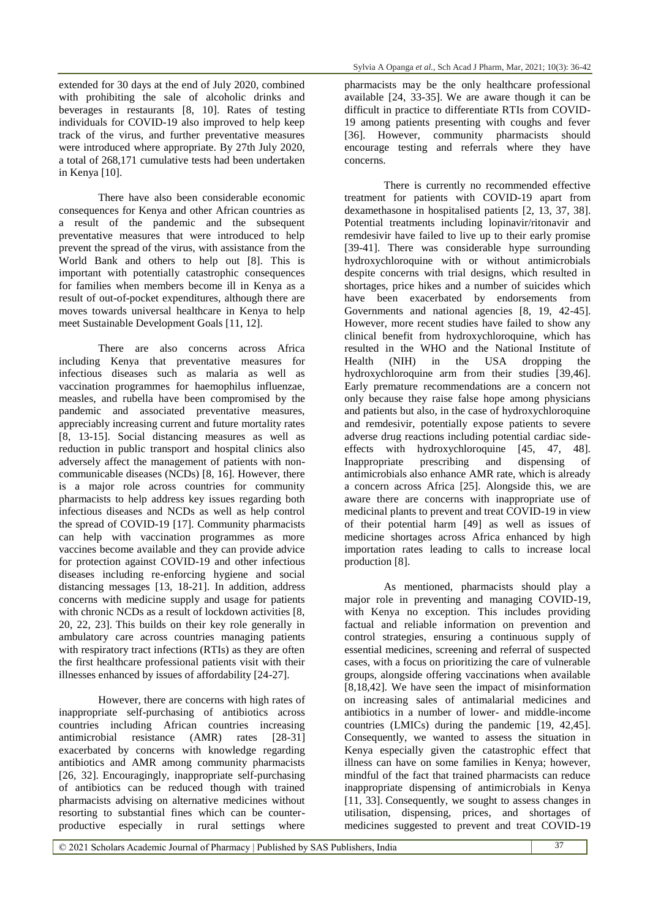extended for 30 days at the end of July 2020, combined with prohibiting the sale of alcoholic drinks and beverages in restaurants [8, 10]. Rates of testing individuals for COVID-19 also improved to help keep track of the virus, and further preventative measures were introduced where appropriate. By 27th July 2020, a total of 268,171 cumulative tests had been undertaken in Kenya [10].

There have also been considerable economic consequences for Kenya and other African countries as a result of the pandemic and the subsequent preventative measures that were introduced to help prevent the spread of the virus, with assistance from the World Bank and others to help out [8]. This is important with potentially catastrophic consequences for families when members become ill in Kenya as a result of out-of-pocket expenditures, although there are moves towards universal healthcare in Kenya to help meet Sustainable Development Goals [11, 12].

There are also concerns across Africa including Kenya that preventative measures for infectious diseases such as malaria as well as vaccination programmes for haemophilus influenzae, measles, and rubella have been compromised by the pandemic and associated preventative measures, appreciably increasing current and future mortality rates [8, 13-15]. Social distancing measures as well as reduction in public transport and hospital clinics also adversely affect the management of patients with non-communicable diseases (NCDs) [8, 16]. However, there is a major role across countries for community pharmacists to help address key issues regarding both infectious diseases and NCDs as well as help control the spread of COVID-19 [17]. Community pharmacists can help with vaccination programmes as more vaccines become available and they can provide advice for protection against COVID-19 and other infectious diseases including re-enforcing hygiene and social distancing messages [13, 18-21]. In addition, address concerns with medicine supply and usage for patients with chronic NCDs as a result of lockdown activities [8, 20, 22, 23]. This builds on their key role generally in ambulatory care across countries managing patients with respiratory tract infections (RTIs) as they are often the first healthcare professional patients visit with their illnesses enhanced by issues of affordability [24-27].

However, there are concerns with high rates of inappropriate self-purchasing of antibiotics across countries including African countries increasing antimicrobial resistance (AMR) rates [28-31] exacerbated by concerns with knowledge regarding antibiotics and AMR among community pharmacists [26, 32]. Encouragingly, inappropriate self-purchasing of antibiotics can be reduced though with trained pharmacists advising on alternative medicines without resorting to substantial fines which can be counter-productive especially in rural settings where pharmacists may be the only healthcare professional available [24, 33-35]. We are aware though it can be difficult in practice to differentiate RTIs from COVID-19 among patients presenting with coughs and fever [36]. However, community pharmacists should encourage testing and referrals where they have concerns.

There is currently no recommended effective treatment for patients with COVID-19 apart from dexamethasone in hospitalised patients [2, 13, 37, 38]. Potential treatments including lopinavir/ritonavir and remdesivir have failed to live up to their early promise [39-41]. There was considerable hype surrounding hydroxychloroquine with or without antimicrobials despite concerns with trial designs, which resulted in shortages, price hikes and a number of suicides which have been exacerbated by endorsements from Governments and national agencies [8, 19, 42-45]. However, more recent studies have failed to show any clinical benefit from hydroxychloroquine, which has resulted in the WHO and the National Institute of Health (NIH) in the USA dropping the hydroxychloroquine arm from their studies [39,46]. Early premature recommendations are a concern not only because they raise false hope among physicians and patients but also, in the case of hydroxychloroquine and remdesivir, potentially expose patients to severe adverse drug reactions including potential cardiac side-effects with hydroxychloroquine [45, 47, 48]. Inappropriate prescribing and dispensing of antimicrobials also enhance AMR rate, which is already a concern across Africa [25]. Alongside this, we are aware there are concerns with inappropriate use of medicinal plants to prevent and treat COVID-19 in view of their potential harm [49] as well as issues of medicine shortages across Africa enhanced by high importation rates leading to calls to increase local production [8].

As mentioned, pharmacists should play a major role in preventing and managing COVID-19, with Kenya no exception. This includes providing factual and reliable information on prevention and control strategies, ensuring a continuous supply of essential medicines, screening and referral of suspected cases, with a focus on prioritizing the care of vulnerable groups, alongside offering vaccinations when available [8,18,42]. We have seen the impact of misinformation on increasing sales of antimalarial medicines and antibiotics in a number of lower- and middle-income countries (LMICs) during the pandemic [19, 42,45]. Consequently, we wanted to assess the situation in Kenya especially given the catastrophic effect that illness can have on some families in Kenya; however, mindful of the fact that trained pharmacists can reduce inappropriate dispensing of antimicrobials in Kenya [11, 33]. Consequently, we sought to assess changes in utilisation, dispensing, prices, and shortages of medicines suggested to prevent and treat COVID-19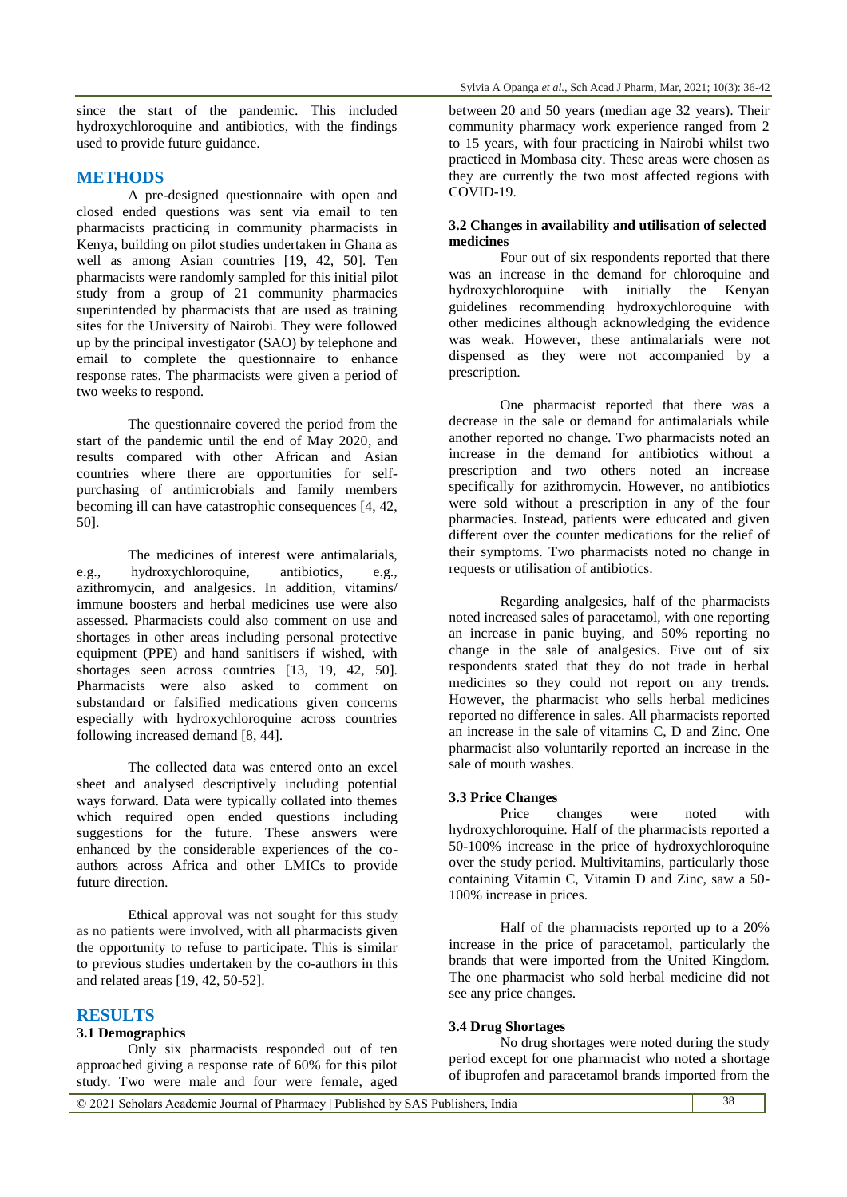since the start of the pandemic. This included hydroxychloroquine and antibiotics, with the findings used to provide future guidance.

## METHODS

A pre-designed questionnaire with open and closed ended questions was sent via email to ten pharmacists practicing in community pharmacists in Kenya, building on pilot studies undertaken in Ghana as well as among Asian countries [19, 42, 50]. Ten pharmacists were randomly sampled for this initial pilot study from a group of 21 community pharmacies superintended by pharmacists that are used as training sites for the University of Nairobi. They were followed up by the principal investigator (SAO) by telephone and email to complete the questionnaire to enhance response rates. The pharmacists were given a period of two weeks to respond.

The questionnaire covered the period from the start of the pandemic until the end of May 2020, and results compared with other African and Asian countries where there are opportunities for self-purchasing of antimicrobials and family members becoming ill can have catastrophic consequences [4, 42, 50].

The medicines of interest were antimalarials, e.g., hydroxychloroquine, antibiotics, e.g., azithromycin, and analgesics. In addition, vitamins/ immune boosters and herbal medicines use were also assessed. Pharmacists could also comment on use and shortages in other areas including personal protective equipment (PPE) and hand sanitisers if wished, with shortages seen across countries [13, 19, 42, 50]. Pharmacists were also asked to comment on substandard or falsified medications given concerns especially with hydroxychloroquine across countries following increased demand [8, 44].

The collected data was entered onto an excel sheet and analysed descriptively including potential ways forward. Data were typically collated into themes which required open ended questions including suggestions for the future. These answers were enhanced by the considerable experiences of the co-authors across Africa and other LMICs to provide future direction.

Ethical approval was not sought for this study as no patients were involved, with all pharmacists given the opportunity to refuse to participate. This is similar to previous studies undertaken by the co-authors in this and related areas [19, 42, 50-52].

## RESULTS

### 3.1 Demographics

Only six pharmacists responded out of ten approached giving a response rate of 60% for this pilot study. Two were male and four were female, aged between 20 and 50 years (median age 32 years). Their community pharmacy work experience ranged from 2 to 15 years, with four practicing in Nairobi whilst two practiced in Mombasa city. These areas were chosen as they are currently the two most affected regions with COVID-19.

### 3.2 Changes in availability and utilisation of selected medicines

Four out of six respondents reported that there was an increase in the demand for chloroquine and hydroxychloroquine with initially the Kenyan guidelines recommending hydroxychloroquine with other medicines although acknowledging the evidence was weak. However, these antimalarials were not dispensed as they were not accompanied by a prescription.

One pharmacist reported that there was a decrease in the sale or demand for antimalarials while another reported no change. Two pharmacists noted an increase in the demand for antibiotics without a prescription and two others noted an increase specifically for azithromycin. However, no antibiotics were sold without a prescription in any of the four pharmacies. Instead, patients were educated and given different over the counter medications for the relief of their symptoms. Two pharmacists noted no change in requests or utilisation of antibiotics.

Regarding analgesics, half of the pharmacists noted increased sales of paracetamol, with one reporting an increase in panic buying, and 50% reporting no change in the sale of analgesics. Five out of six respondents stated that they do not trade in herbal medicines so they could not report on any trends. However, the pharmacist who sells herbal medicines reported no difference in sales. All pharmacists reported an increase in the sale of vitamins C, D and Zinc. One pharmacist also voluntarily reported an increase in the sale of mouth washes.

### 3.3 Price Changes

Price changes were noted with hydroxychloroquine. Half of the pharmacists reported a 50-100% increase in the price of hydroxychloroquine over the study period. Multivitamins, particularly those containing Vitamin C, Vitamin D and Zinc, saw a 50-100% increase in prices.

Half of the pharmacists reported up to a 20% increase in the price of paracetamol, particularly the brands that were imported from the United Kingdom. The one pharmacist who sold herbal medicine did not see any price changes.

### 3.4 Drug Shortages

No drug shortages were noted during the study period except for one pharmacist who noted a shortage of ibuprofen and paracetamol brands imported from the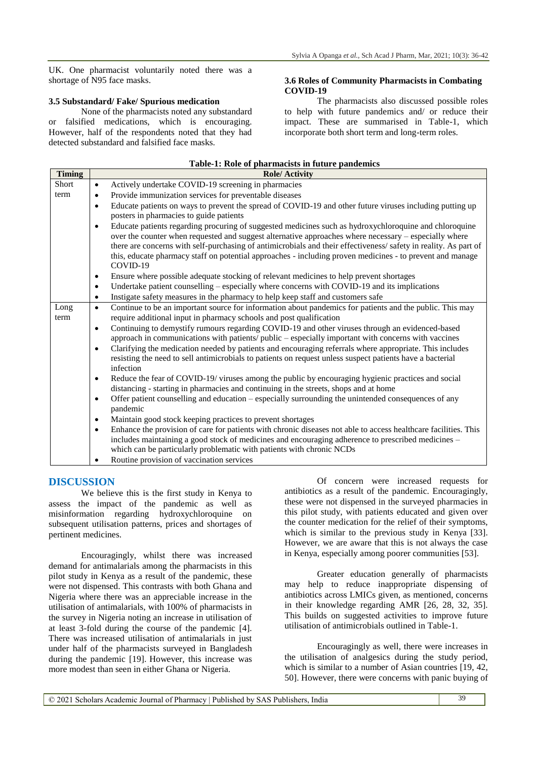UK. One pharmacist voluntarily noted there was a shortage of N95 face masks.

### 3.5 Substandard/ Fake/ Spurious medication

None of the pharmacists noted any substandard or falsified medications, which is encouraging. However, half of the respondents noted that they had detected substandard and falsified face masks.

### 3.6 Roles of Community Pharmacists in Combating COVID-19

The pharmacists also discussed possible roles to help with future pandemics and/ or reduce their impact. These are summarised in Table-1, which incorporate both short term and long-term roles.

**Table-1: Role of pharmacists in future pandemics**

| Timing | Role/ Activity |
|---|---|
| Short term | • Actively undertake COVID-19 screening in pharmacies<br>• Provide immunization services for preventable diseases<br>• Educate patients on ways to prevent the spread of COVID-19 and other future viruses including putting up posters in pharmacies to guide patients<br>• Educate patients regarding procuring of suggested medicines such as hydroxychloroquine and chloroquine over the counter when requested and suggest alternative approaches where necessary – especially where there are concerns with self-purchasing of antimicrobials and their effectiveness/ safety in reality. As part of this, educate pharmacy staff on potential approaches - including proven medicines - to prevent and manage COVID-19<br>• Ensure where possible adequate stocking of relevant medicines to help prevent shortages<br>• Undertake patient counselling – especially where concerns with COVID-19 and its implications<br>• Instigate safety measures in the pharmacy to help keep staff and customers safe |
| Long term | • Continue to be an important source for information about pandemics for patients and the public. This may require additional input in pharmacy schools and post qualification<br>• Continuing to demystify rumours regarding COVID-19 and other viruses through an evidenced-based approach in communications with patients/ public – especially important with concerns with vaccines<br>• Clarifying the medication needed by patients and encouraging referrals where appropriate. This includes resisting the need to sell antimicrobials to patients on request unless suspect patients have a bacterial infection<br>• Reduce the fear of COVID-19/ viruses among the public by encouraging hygienic practices and social distancing - starting in pharmacies and continuing in the streets, shops and at home<br>• Offer patient counselling and education – especially surrounding the unintended consequences of any pandemic<br>• Maintain good stock keeping practices to prevent shortages<br>• Enhance the provision of care for patients with chronic diseases not able to access healthcare facilities. This includes maintaining a good stock of medicines and encouraging adherence to prescribed medicines – which can be particularly problematic with patients with chronic NCDs<br>• Routine provision of vaccination services |

## DISCUSSION

We believe this is the first study in Kenya to assess the impact of the pandemic as well as misinformation regarding hydroxychloroquine on subsequent utilisation patterns, prices and shortages of pertinent medicines.

Encouragingly, whilst there was increased demand for antimalarials among the pharmacists in this pilot study in Kenya as a result of the pandemic, these were not dispensed. This contrasts with both Ghana and Nigeria where there was an appreciable increase in the utilisation of antimalarials, with 100% of pharmacists in the survey in Nigeria noting an increase in utilisation of at least 3-fold during the course of the pandemic [4]. There was increased utilisation of antimalarials in just under half of the pharmacists surveyed in Bangladesh during the pandemic [19]. However, this increase was more modest than seen in either Ghana or Nigeria.

Of concern were increased requests for antibiotics as a result of the pandemic. Encouragingly, these were not dispensed in the surveyed pharmacies in this pilot study, with patients educated and given over the counter medication for the relief of their symptoms, which is similar to the previous study in Kenya [33]. However, we are aware that this is not always the case in Kenya, especially among poorer communities [53].

Greater education generally of pharmacists may help to reduce inappropriate dispensing of antibiotics across LMICs given, as mentioned, concerns in their knowledge regarding AMR [26, 28, 32, 35]. This builds on suggested activities to improve future utilisation of antimicrobials outlined in Table-1.

Encouragingly as well, there were increases in the utilisation of analgesics during the study period, which is similar to a number of Asian countries [19, 42, 50]. However, there were concerns with panic buying of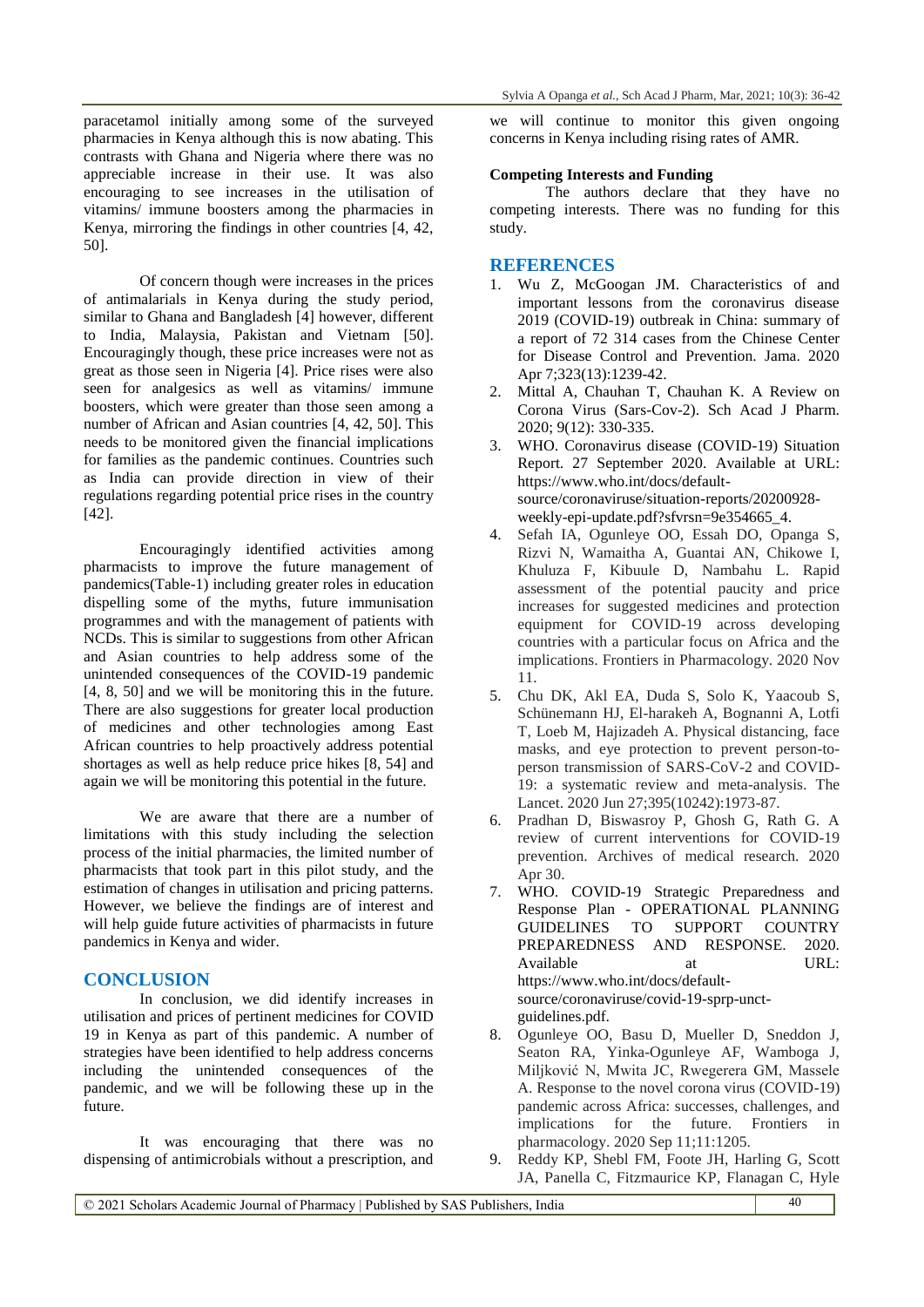paracetamol initially among some of the surveyed pharmacies in Kenya although this is now abating. This contrasts with Ghana and Nigeria where there was no appreciable increase in their use. It was also encouraging to see increases in the utilisation of vitamins/ immune boosters among the pharmacies in Kenya, mirroring the findings in other countries [4, 42, 50].

Of concern though were increases in the prices of antimalarials in Kenya during the study period, similar to Ghana and Bangladesh [4] however, different to India, Malaysia, Pakistan and Vietnam [50]. Encouragingly though, these price increases were not as great as those seen in Nigeria [4]. Price rises were also seen for analgesics as well as vitamins/ immune boosters, which were greater than those seen among a number of African and Asian countries [4, 42, 50]. This needs to be monitored given the financial implications for families as the pandemic continues. Countries such as India can provide direction in view of their regulations regarding potential price rises in the country [42].

Encouragingly identified activities among pharmacists to improve the future management of pandemics(Table-1) including greater roles in education dispelling some of the myths, future immunisation programmes and with the management of patients with NCDs. This is similar to suggestions from other African and Asian countries to help address some of the unintended consequences of the COVID-19 pandemic [4, 8, 50] and we will be monitoring this in the future. There are also suggestions for greater local production of medicines and other technologies among East African countries to help proactively address potential shortages as well as help reduce price hikes [8, 54] and again we will be monitoring this potential in the future.

We are aware that there are a number of limitations with this study including the selection process of the initial pharmacies, the limited number of pharmacists that took part in this pilot study, and the estimation of changes in utilisation and pricing patterns. However, we believe the findings are of interest and will help guide future activities of pharmacists in future pandemics in Kenya and wider.

## CONCLUSION

In conclusion, we did identify increases in utilisation and prices of pertinent medicines for COVID 19 in Kenya as part of this pandemic. A number of strategies have been identified to help address concerns including the unintended consequences of the pandemic, and we will be following these up in the future.

It was encouraging that there was no dispensing of antimicrobials without a prescription, and we will continue to monitor this given ongoing concerns in Kenya including rising rates of AMR.

### Competing Interests and Funding

The authors declare that they have no competing interests. There was no funding for this study.

## REFERENCES

1. Wu Z, McGoogan JM. Characteristics of and important lessons from the coronavirus disease 2019 (COVID-19) outbreak in China: summary of a report of 72 314 cases from the Chinese Center for Disease Control and Prevention. Jama. 2020 Apr 7;323(13):1239-42.
2. Mittal A, Chauhan T, Chauhan K. A Review on Corona Virus (Sars-Cov-2). Sch Acad J Pharm. 2020; 9(12): 330-335.
3. WHO. Coronavirus disease (COVID-19) Situation Report. 27 September 2020. Available at URL: https://www.who.int/docs/default-source/coronaviruse/situation-reports/20200928-weekly-epi-update.pdf?sfvrsn=9e354665_4.
4. Sefah IA, Ogunleye OO, Essah DO, Opanga S, Rizvi N, Wamaitha A, Guantai AN, Chikowe I, Khuluza F, Kibuule D, Nambahu L. Rapid assessment of the potential paucity and price increases for suggested medicines and protection equipment for COVID-19 across developing countries with a particular focus on Africa and the implications. Frontiers in Pharmacology. 2020 Nov 11.
5. Chu DK, Akl EA, Duda S, Solo K, Yaacoub S, Schünemann HJ, El-harakeh A, Bognanni A, Lotfi T, Loeb M, Hajizadeh A. Physical distancing, face masks, and eye protection to prevent person-to-person transmission of SARS-CoV-2 and COVID-19: a systematic review and meta-analysis. The Lancet. 2020 Jun 27;395(10242):1973-87.
6. Pradhan D, Biswasroy P, Ghosh G, Rath G. A review of current interventions for COVID-19 prevention. Archives of medical research. 2020 Apr 30.
7. WHO. COVID-19 Strategic Preparedness and Response Plan - OPERATIONAL PLANNING GUIDELINES TO SUPPORT COUNTRY PREPAREDNESS AND RESPONSE. 2020. Available at URL: https://www.who.int/docs/default-source/coronaviruse/covid-19-sprp-unct-guidelines.pdf.
8. Ogunleye OO, Basu D, Mueller D, Sneddon J, Seaton RA, Yinka-Ogunleye AF, Wamboga J, Miljković N, Mwita JC, Rwegerera GM, Massele A. Response to the novel corona virus (COVID-19) pandemic across Africa: successes, challenges, and implications for the future. Frontiers in pharmacology. 2020 Sep 11;11:1205.
9. Reddy KP, Shebl FM, Foote JH, Harling G, Scott JA, Panella C, Fitzmaurice KP, Flanagan C, Hyle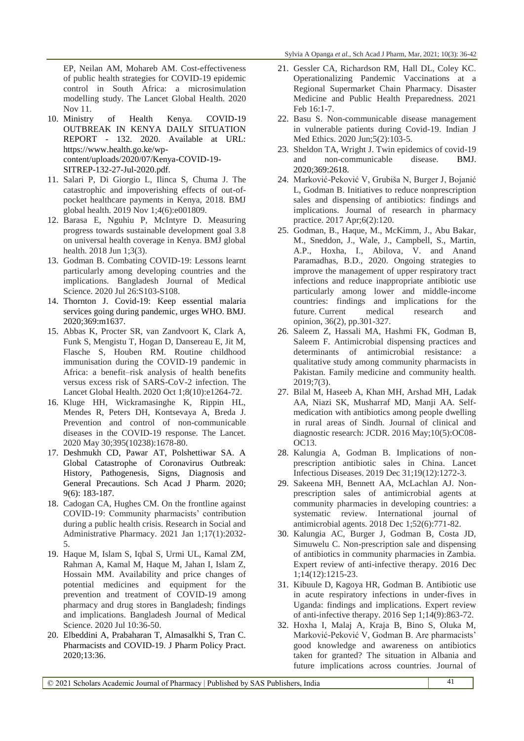EP, Neilan AM, Mohareb AM. Cost-effectiveness of public health strategies for COVID-19 epidemic control in South Africa: a microsimulation modelling study. The Lancet Global Health. 2020 Nov 11.

10. Ministry of Health Kenya. COVID-19 OUTBREAK IN KENYA DAILY SITUATION REPORT - 132. 2020. Available at URL: https://www.health.go.ke/wp-content/uploads/2020/07/Kenya-COVID-19-SITREP-132-27-Jul-2020.pdf.
11. Salari P, Di Giorgio L, Ilinca S, Chuma J. The catastrophic and impoverishing effects of out-of-pocket healthcare payments in Kenya, 2018. BMJ global health. 2019 Nov 1;4(6):e001809.
12. Barasa E, Nguhiu P, McIntyre D. Measuring progress towards sustainable development goal 3.8 on universal health coverage in Kenya. BMJ global health. 2018 Jun 1;3(3).
13. Godman B. Combating COVID-19: Lessons learnt particularly among developing countries and the implications. Bangladesh Journal of Medical Science. 2020 Jul 26:S103-S108.
14. Thornton J. Covid-19: Keep essential malaria services going during pandemic, urges WHO. BMJ. 2020;369:m1637.
15. Abbas K, Procter SR, van Zandvoort K, Clark A, Funk S, Mengistu T, Hogan D, Dansereau E, Jit M, Flasche S, Houben RM. Routine childhood immunisation during the COVID-19 pandemic in Africa: a benefit–risk analysis of health benefits versus excess risk of SARS-CoV-2 infection. The Lancet Global Health. 2020 Oct 1;8(10):e1264-72.
16. Kluge HH, Wickramasinghe K, Rippin HL, Mendes R, Peters DH, Kontsevaya A, Breda J. Prevention and control of non-communicable diseases in the COVID-19 response. The Lancet. 2020 May 30;395(10238):1678-80.
17. Deshmukh CD, Pawar AT, Polshettiwar SA. A Global Catastrophe of Coronavirus Outbreak: History, Pathogenesis, Signs, Diagnosis and General Precautions. Sch Acad J Pharm. 2020; 9(6): 183-187.
18. Cadogan CA, Hughes CM. On the frontline against COVID-19: Community pharmacists' contribution during a public health crisis. Research in Social and Administrative Pharmacy. 2021 Jan 1;17(1):2032-5.
19. Haque M, Islam S, Iqbal S, Urmi UL, Kamal ZM, Rahman A, Kamal M, Haque M, Jahan I, Islam Z, Hossain MM. Availability and price changes of potential medicines and equipment for the prevention and treatment of COVID-19 among pharmacy and drug stores in Bangladesh; findings and implications. Bangladesh Journal of Medical Science. 2020 Jul 10:36-50.
20. Elbeddini A, Prabaharan T, Almasalkhi S, Tran C. Pharmacists and COVID-19. J Pharm Policy Pract. 2020;13:36.
21. Gessler CA, Richardson RM, Hall DL, Coley KC. Operationalizing Pandemic Vaccinations at a Regional Supermarket Chain Pharmacy. Disaster Medicine and Public Health Preparedness. 2021 Feb 16:1-7.
22. Basu S. Non-communicable disease management in vulnerable patients during Covid-19. Indian J Med Ethics. 2020 Jun;5(2):103-5.
23. Sheldon TA, Wright J. Twin epidemics of covid-19 and non-communicable disease. BMJ. 2020;369:2618.
24. Marković-Peković V, Grubiša N, Burger J, Bojanić L, Godman B. Initiatives to reduce nonprescription sales and dispensing of antibiotics: findings and implications. Journal of research in pharmacy practice. 2017 Apr;6(2):120.
25. Godman, B., Haque, M., McKimm, J., Abu Bakar, M., Sneddon, J., Wale, J., Campbell, S., Martin, A.P., Hoxha, I., Abilova, V. and Anand Paramadhas, B.D., 2020. Ongoing strategies to improve the management of upper respiratory tract infections and reduce inappropriate antibiotic use particularly among lower and middle-income countries: findings and implications for the future. Current medical research and opinion, 36(2), pp.301-327.
26. Saleem Z, Hassali MA, Hashmi FK, Godman B, Saleem F. Antimicrobial dispensing practices and determinants of antimicrobial resistance: a qualitative study among community pharmacists in Pakistan. Family medicine and community health. 2019;7(3).
27. Bilal M, Haseeb A, Khan MH, Arshad MH, Ladak AA, Niazi SK, Musharraf MD, Manji AA. Self-medication with antibiotics among people dwelling in rural areas of Sindh. Journal of clinical and diagnostic research: JCDR. 2016 May;10(5):OC08-OC13.
28. Kalungia A, Godman B. Implications of non-prescription antibiotic sales in China. Lancet Infectious Diseases. 2019 Dec 31;19(12):1272-3.
29. Sakeena MH, Bennett AA, McLachlan AJ. Non-prescription sales of antimicrobial agents at community pharmacies in developing countries: a systematic review. International journal of antimicrobial agents. 2018 Dec 1;52(6):771-82.
30. Kalungia AC, Burger J, Godman B, Costa JD, Simuwelu C. Non-prescription sale and dispensing of antibiotics in community pharmacies in Zambia. Expert review of anti-infective therapy. 2016 Dec 1;14(12):1215-23.
31. Kibuule D, Kagoya HR, Godman B. Antibiotic use in acute respiratory infections in under-fives in Uganda: findings and implications. Expert review of anti-infective therapy. 2016 Sep 1;14(9):863-72.
32. Hoxha I, Malaj A, Kraja B, Bino S, Oluka M, Marković-Peković V, Godman B. Are pharmacists' good knowledge and awareness on antibiotics taken for granted? The situation in Albania and future implications across countries. Journal of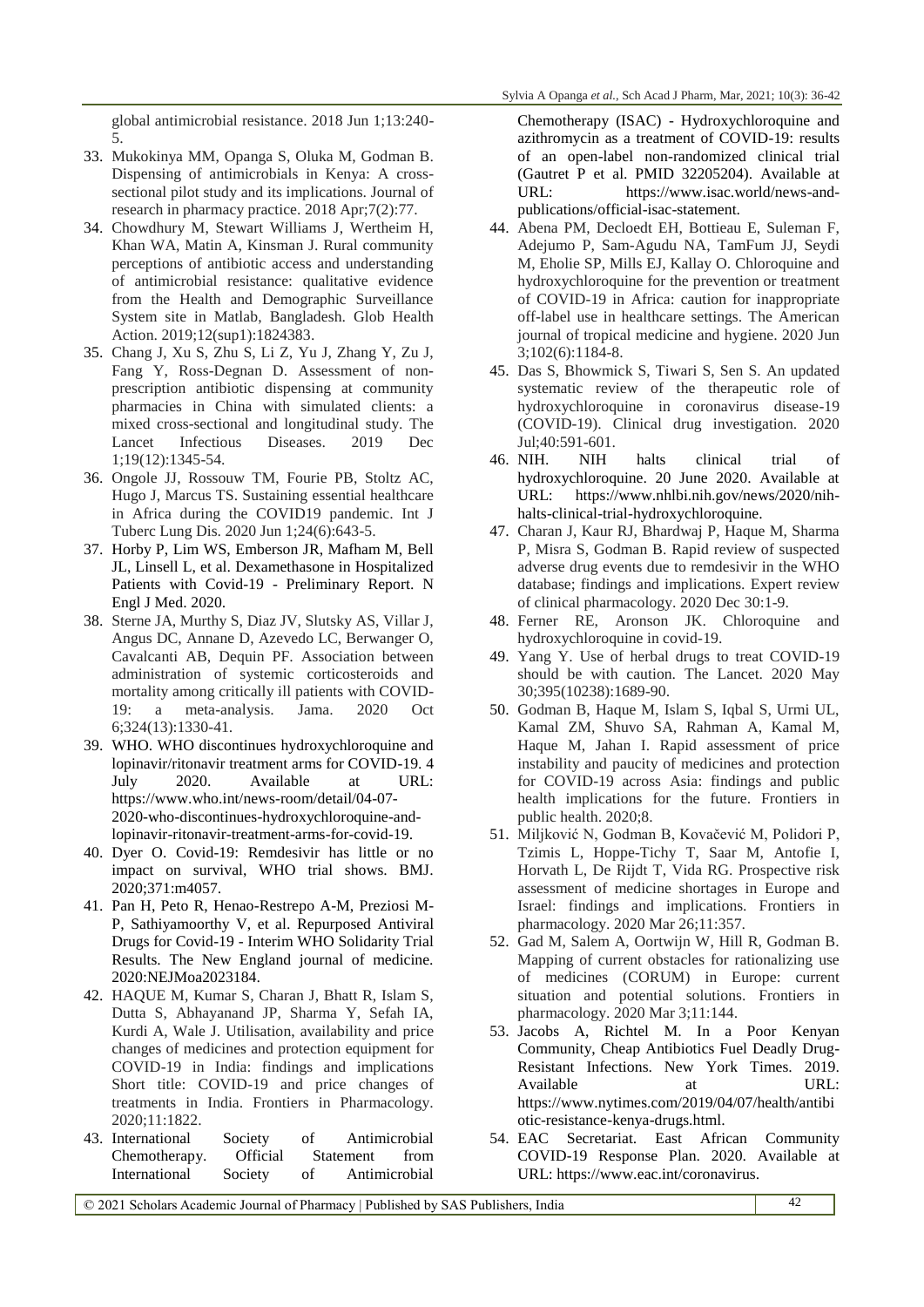global antimicrobial resistance. 2018 Jun 1;13:240-5.

33. Mukokinya MM, Opanga S, Oluka M, Godman B. Dispensing of antimicrobials in Kenya: A cross-sectional pilot study and its implications. Journal of research in pharmacy practice. 2018 Apr;7(2):77.
34. Chowdhury M, Stewart Williams J, Wertheim H, Khan WA, Matin A, Kinsman J. Rural community perceptions of antibiotic access and understanding of antimicrobial resistance: qualitative evidence from the Health and Demographic Surveillance System site in Matlab, Bangladesh. Glob Health Action. 2019;12(sup1):1824383.
35. Chang J, Xu S, Zhu S, Li Z, Yu J, Zhang Y, Zu J, Fang Y, Ross-Degnan D. Assessment of non-prescription antibiotic dispensing at community pharmacies in China with simulated clients: a mixed cross-sectional and longitudinal study. The Lancet Infectious Diseases. 2019 Dec 1;19(12):1345-54.
36. Ongole JJ, Rossouw TM, Fourie PB, Stoltz AC, Hugo J, Marcus TS. Sustaining essential healthcare in Africa during the COVID19 pandemic. Int J Tuberc Lung Dis. 2020 Jun 1;24(6):643-5.
37. Horby P, Lim WS, Emberson JR, Mafham M, Bell JL, Linsell L, et al. Dexamethasone in Hospitalized Patients with Covid-19 - Preliminary Report. N Engl J Med. 2020.
38. Sterne JA, Murthy S, Diaz JV, Slutsky AS, Villar J, Angus DC, Annane D, Azevedo LC, Berwanger O, Cavalcanti AB, Dequin PF. Association between administration of systemic corticosteroids and mortality among critically ill patients with COVID-19: a meta-analysis. Jama. 2020 Oct 6;324(13):1330-41.
39. WHO. WHO discontinues hydroxychloroquine and lopinavir/ritonavir treatment arms for COVID-19. 4 July 2020. Available at URL: https://www.who.int/news-room/detail/04-07-2020-who-discontinues-hydroxychloroquine-and-lopinavir-ritonavir-treatment-arms-for-covid-19.
40. Dyer O. Covid-19: Remdesivir has little or no impact on survival, WHO trial shows. BMJ. 2020;371:m4057.
41. Pan H, Peto R, Henao-Restrepo A-M, Preziosi M-P, Sathiyamoorthy V, et al. Repurposed Antiviral Drugs for Covid-19 - Interim WHO Solidarity Trial Results. The New England journal of medicine. 2020:NEJMoa2023184.
42. HAQUE M, Kumar S, Charan J, Bhatt R, Islam S, Dutta S, Abhayanand JP, Sharma Y, Sefah IA, Kurdi A, Wale J. Utilisation, availability and price changes of medicines and protection equipment for COVID-19 in India: findings and implications Short title: COVID-19 and price changes of treatments in India. Frontiers in Pharmacology. 2020;11:1822.
43. International Society of Antimicrobial Chemotherapy. Official Statement from International Society of Antimicrobial Chemotherapy (ISAC) - Hydroxychloroquine and azithromycin as a treatment of COVID-19: results of an open-label non-randomized clinical trial (Gautret P et al. PMID 32205204). Available at URL: https://www.isac.world/news-and-publications/official-isac-statement.
44. Abena PM, Decloedt EH, Bottieau E, Suleman F, Adejumo P, Sam-Agudu NA, TamFum JJ, Seydi M, Eholie SP, Mills EJ, Kallay O. Chloroquine and hydroxychloroquine for the prevention or treatment of COVID-19 in Africa: caution for inappropriate off-label use in healthcare settings. The American journal of tropical medicine and hygiene. 2020 Jun 3;102(6):1184-8.
45. Das S, Bhowmick S, Tiwari S, Sen S. An updated systematic review of the therapeutic role of hydroxychloroquine in coronavirus disease-19 (COVID-19). Clinical drug investigation. 2020 Jul;40:591-601.
46. NIH. NIH halts clinical trial of hydroxychloroquine. 20 June 2020. Available at URL: https://www.nhlbi.nih.gov/news/2020/nih-halts-clinical-trial-hydroxychloroquine.
47. Charan J, Kaur RJ, Bhardwaj P, Haque M, Sharma P, Misra S, Godman B. Rapid review of suspected adverse drug events due to remdesivir in the WHO database; findings and implications. Expert review of clinical pharmacology. 2020 Dec 30:1-9.
48. Ferner RE, Aronson JK. Chloroquine and hydroxychloroquine in covid-19.
49. Yang Y. Use of herbal drugs to treat COVID-19 should be with caution. The Lancet. 2020 May 30;395(10238):1689-90.
50. Godman B, Haque M, Islam S, Iqbal S, Urmi UL, Kamal ZM, Shuvo SA, Rahman A, Kamal M, Haque M, Jahan I. Rapid assessment of price instability and paucity of medicines and protection for COVID-19 across Asia: findings and public health implications for the future. Frontiers in public health. 2020;8.
51. Miljković N, Godman B, Kovačević M, Polidori P, Tzimis L, Hoppe-Tichy T, Saar M, Antofie I, Horvath L, De Rijdt T, Vida RG. Prospective risk assessment of medicine shortages in Europe and Israel: findings and implications. Frontiers in pharmacology. 2020 Mar 26;11:357.
52. Gad M, Salem A, Oortwijn W, Hill R, Godman B. Mapping of current obstacles for rationalizing use of medicines (CORUM) in Europe: current situation and potential solutions. Frontiers in pharmacology. 2020 Mar 3;11:144.
53. Jacobs A, Richtel M. In a Poor Kenyan Community, Cheap Antibiotics Fuel Deadly Drug-Resistant Infections. New York Times. 2019. Available at URL: https://www.nytimes.com/2019/04/07/health/antibiotic-resistance-kenya-drugs.html.
54. EAC Secretariat. East African Community COVID-19 Response Plan. 2020. Available at URL: https://www.eac.int/coronavirus.